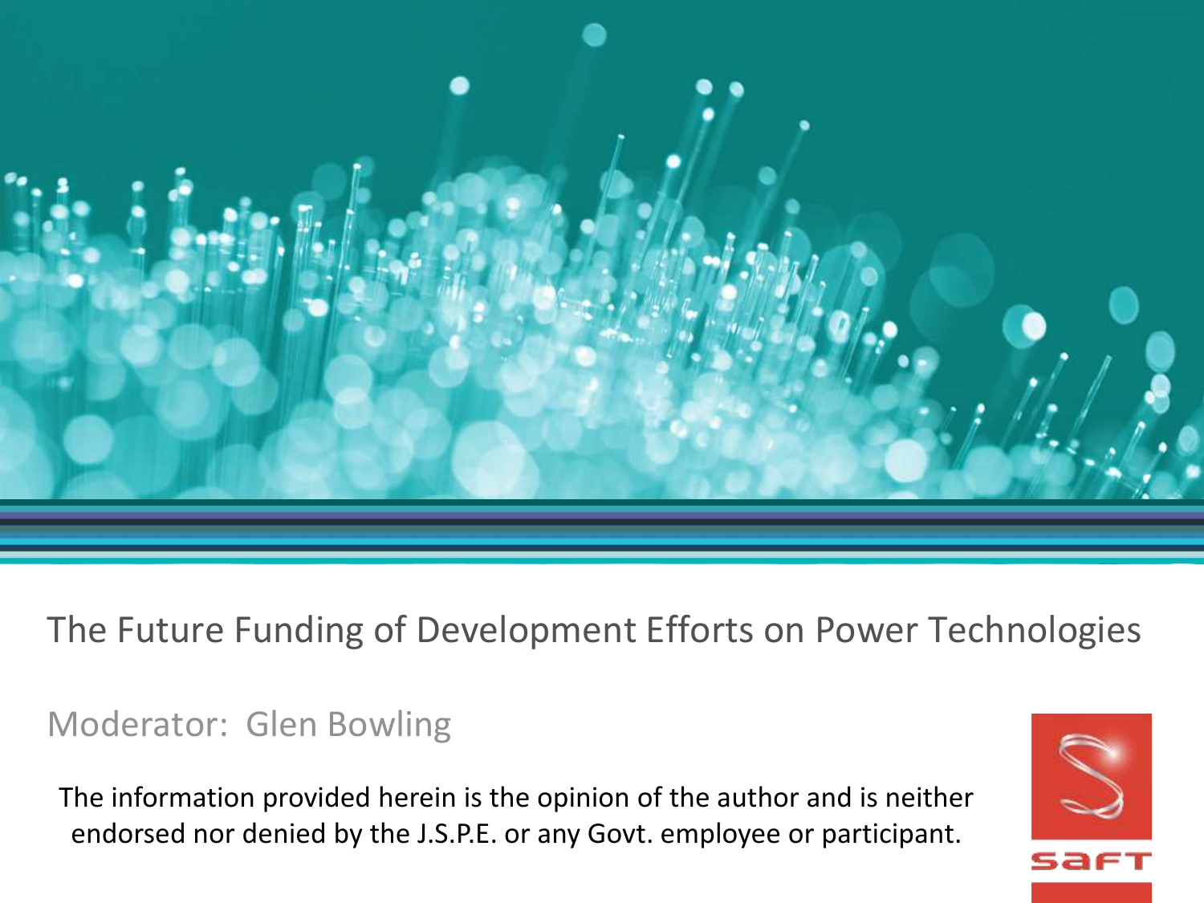# The Future Funding of Development Efforts on Power Technologies

Moderator: Glen Bowling

The information provided herein is the opinion of the author and is neither endorsed nor denied by the J.S.P.E. or any Govt. employee or participant.

SAFT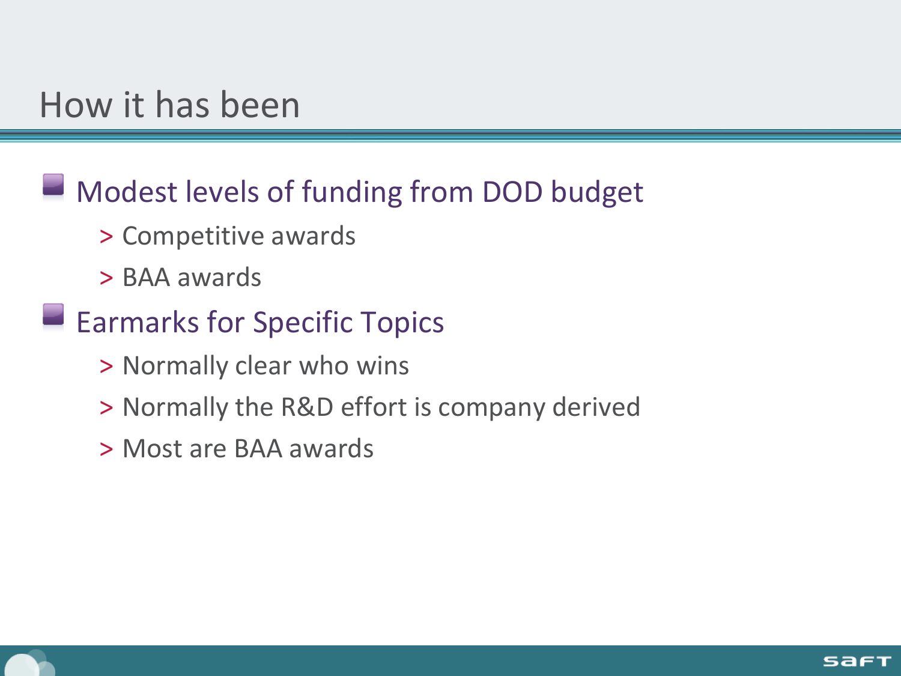# How it has been

- Modest levels of funding from DOD budget
  - Competitive awards
  - BAA awards
- Earmarks for Specific Topics
  - Normally clear who wins
  - Normally the R&D effort is company derived
  - Most are BAA awards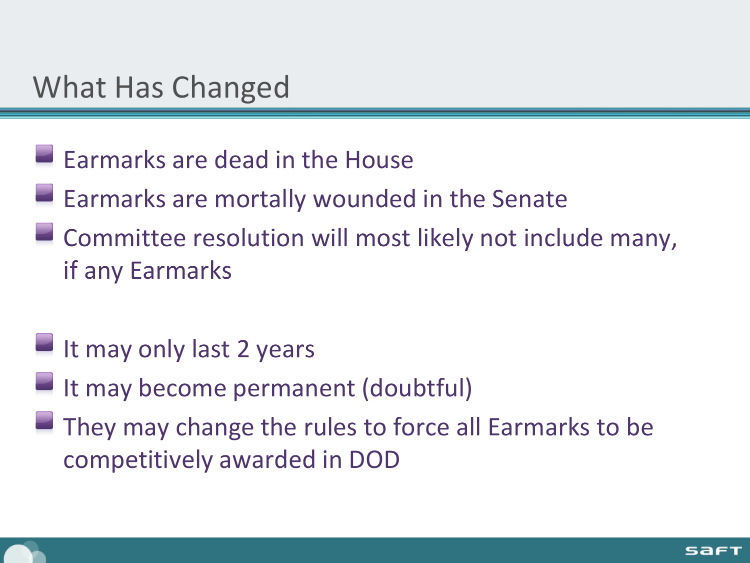# What Has Changed

- Earmarks are dead in the House
- Earmarks are mortally wounded in the Senate
- Committee resolution will most likely not include many, if any Earmarks

- It may only last 2 years
- It may become permanent (doubtful)
- They may change the rules to force all Earmarks to be competitively awarded in DOD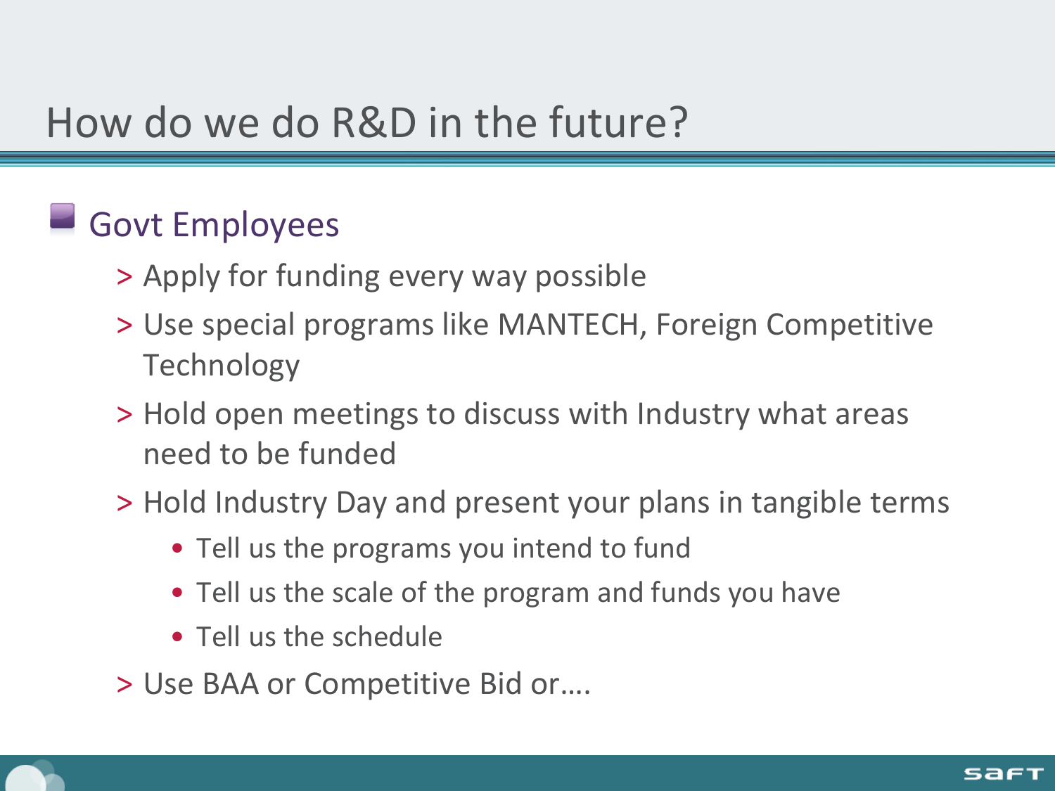# How do we do R&D in the future?

- Govt Employees
  - Apply for funding every way possible
  - Use special programs like MANTECH, Foreign Competitive Technology
  - Hold open meetings to discuss with Industry what areas need to be funded
  - Hold Industry Day and present your plans in tangible terms
    - Tell us the programs you intend to fund
    - Tell us the scale of the program and funds you have
    - Tell us the schedule
  - Use BAA or Competitive Bid or….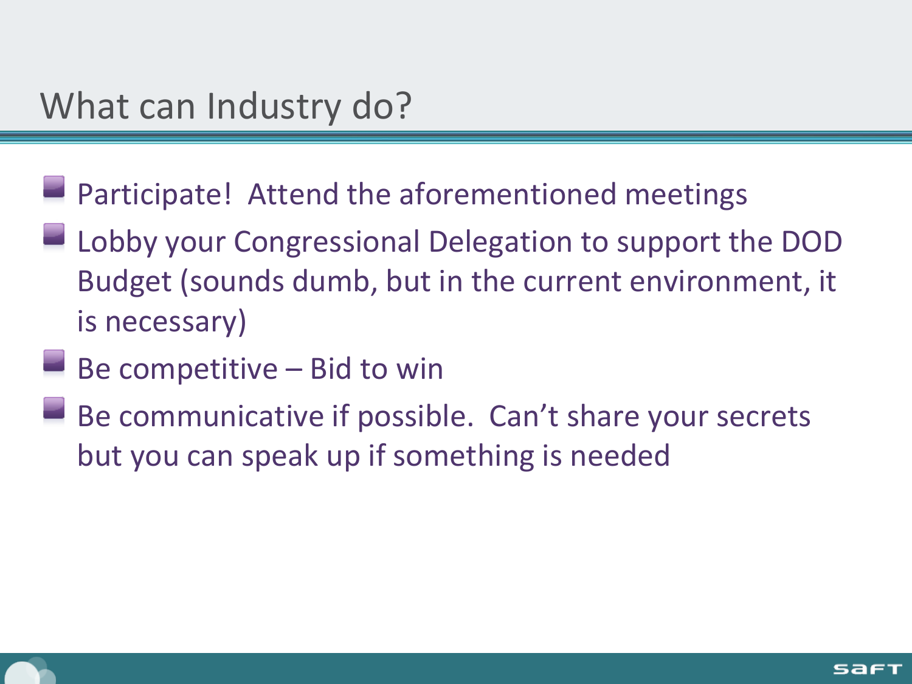# What can Industry do?

- Participate! Attend the aforementioned meetings
- Lobby your Congressional Delegation to support the DOD Budget (sounds dumb, but in the current environment, it is necessary)
- Be competitive – Bid to win
- Be communicative if possible. Can't share your secrets but you can speak up if something is needed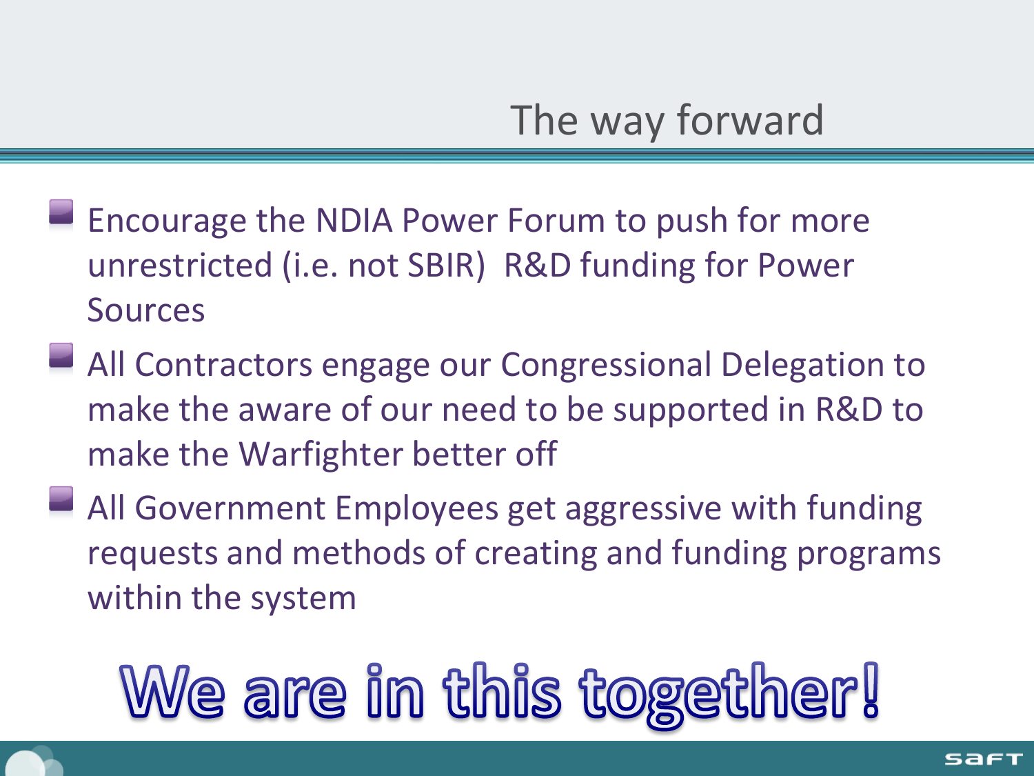# The way forward

- Encourage the NDIA Power Forum to push for more unrestricted (i.e. not SBIR) R&D funding for Power Sources
- All Contractors engage our Congressional Delegation to make the aware of our need to be supported in R&D to make the Warfighter better off
- All Government Employees get aggressive with funding requests and methods of creating and funding programs within the system

**We are in this together!**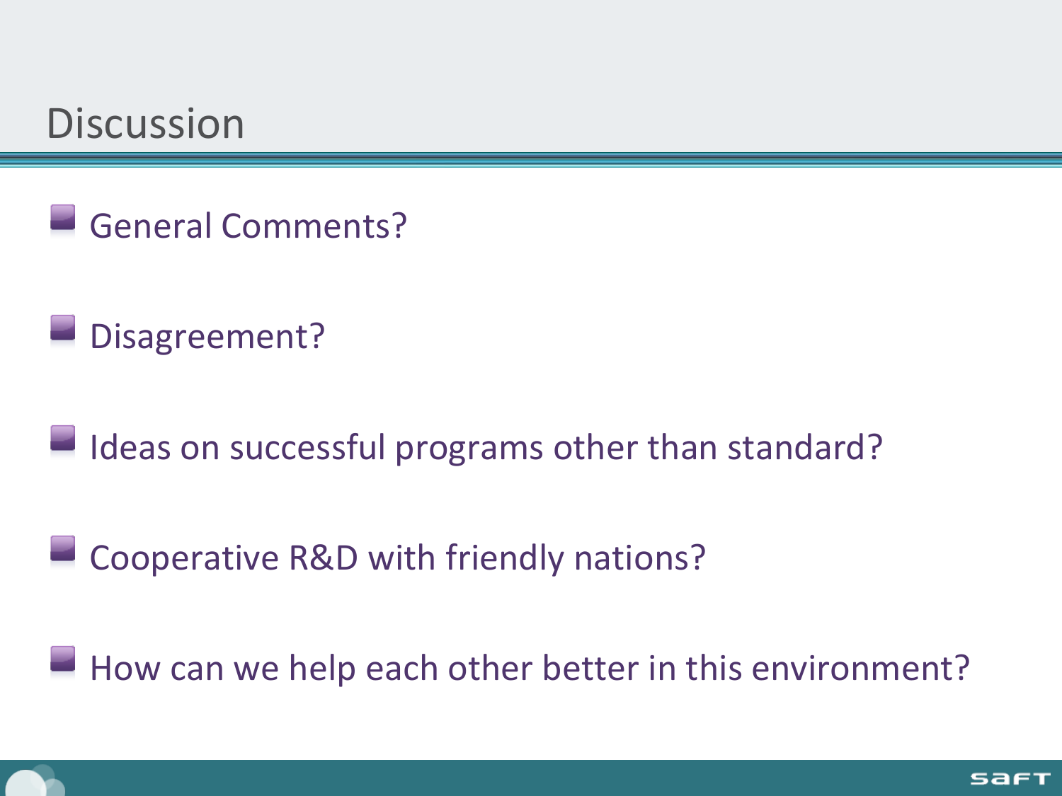# Discussion

- General Comments?
- Disagreement?
- Ideas on successful programs other than standard?
- Cooperative R&D with friendly nations?
- How can we help each other better in this environment?